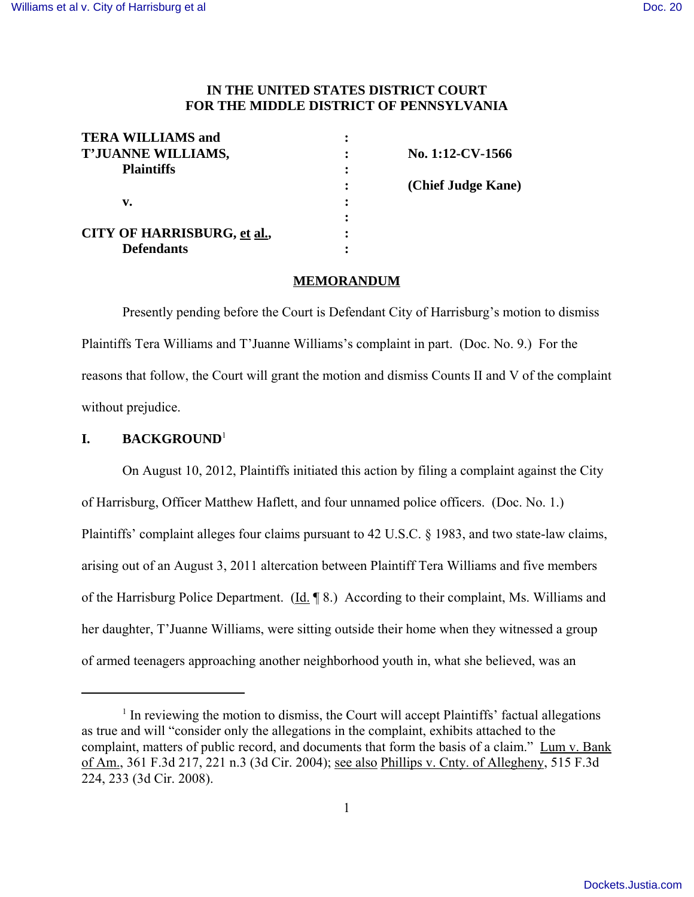**IN THE UNITED STATES DISTRICT COURT**
**FOR THE MIDDLE DISTRICT OF PENNSYLVANIA**

| | | |
|---|---|---|
| **TERA WILLIAMS and** | : | |
| **T'JUANNE WILLIAMS,** | : | **No. 1:12-CV-1566** |
| **Plaintiffs** | : | |
| | : | **(Chief Judge Kane)** |
| **v.** | : | |
| | : | |
| **CITY OF HARRISBURG, et al.,** | : | |
| **Defendants** | : | |

## MEMORANDUM

Presently pending before the Court is Defendant City of Harrisburg's motion to dismiss Plaintiffs Tera Williams and T'Juanne Williams's complaint in part. (Doc. No. 9.) For the reasons that follow, the Court will grant the motion and dismiss Counts II and V of the complaint without prejudice.

## I. BACKGROUND[1]

On August 10, 2012, Plaintiffs initiated this action by filing a complaint against the City of Harrisburg, Officer Matthew Haflett, and four unnamed police officers. (Doc. No. 1.) Plaintiffs' complaint alleges four claims pursuant to 42 U.S.C. § 1983, and two state-law claims, arising out of an August 3, 2011 altercation between Plaintiff Tera Williams and five members of the Harrisburg Police Department. (Id. ¶ 8.) According to their complaint, Ms. Williams and her daughter, T'Juanne Williams, were sitting outside their home when they witnessed a group of armed teenagers approaching another neighborhood youth in, what she believed, was an

---

[1] In reviewing the motion to dismiss, the Court will accept Plaintiffs' factual allegations as true and will "consider only the allegations in the complaint, exhibits attached to the complaint, matters of public record, and documents that form the basis of a claim." Lum v. Bank of Am., 361 F.3d 217, 221 n.3 (3d Cir. 2004); see also Phillips v. Cnty. of Allegheny, 515 F.3d 224, 233 (3d Cir. 2008).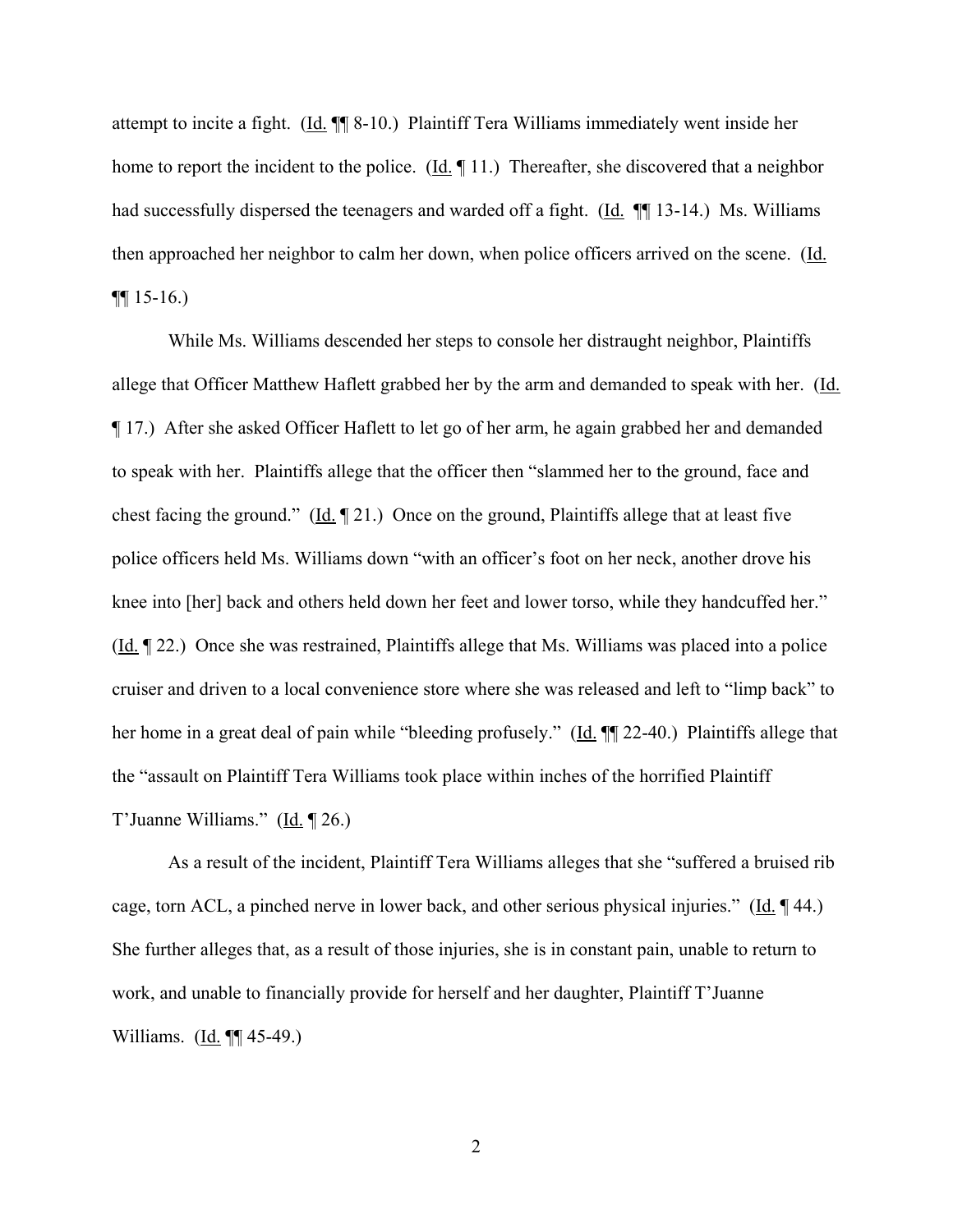attempt to incite a fight. (Id. ¶¶ 8-10.) Plaintiff Tera Williams immediately went inside her home to report the incident to the police. (Id. ¶ 11.) Thereafter, she discovered that a neighbor had successfully dispersed the teenagers and warded off a fight. (Id. ¶¶ 13-14.) Ms. Williams then approached her neighbor to calm her down, when police officers arrived on the scene. (Id. ¶¶ 15-16.)

While Ms. Williams descended her steps to console her distraught neighbor, Plaintiffs allege that Officer Matthew Haflett grabbed her by the arm and demanded to speak with her. (Id. ¶ 17.) After she asked Officer Haflett to let go of her arm, he again grabbed her and demanded to speak with her. Plaintiffs allege that the officer then "slammed her to the ground, face and chest facing the ground." (Id. ¶ 21.) Once on the ground, Plaintiffs allege that at least five police officers held Ms. Williams down "with an officer's foot on her neck, another drove his knee into [her] back and others held down her feet and lower torso, while they handcuffed her." (Id. ¶ 22.) Once she was restrained, Plaintiffs allege that Ms. Williams was placed into a police cruiser and driven to a local convenience store where she was released and left to "limp back" to her home in a great deal of pain while "bleeding profusely." (Id. ¶¶ 22-40.) Plaintiffs allege that the "assault on Plaintiff Tera Williams took place within inches of the horrified Plaintiff T'Juanne Williams." (Id. ¶ 26.)

As a result of the incident, Plaintiff Tera Williams alleges that she "suffered a bruised rib cage, torn ACL, a pinched nerve in lower back, and other serious physical injuries." (Id. ¶ 44.) She further alleges that, as a result of those injuries, she is in constant pain, unable to return to work, and unable to financially provide for herself and her daughter, Plaintiff T'Juanne Williams. (Id. ¶¶ 45-49.)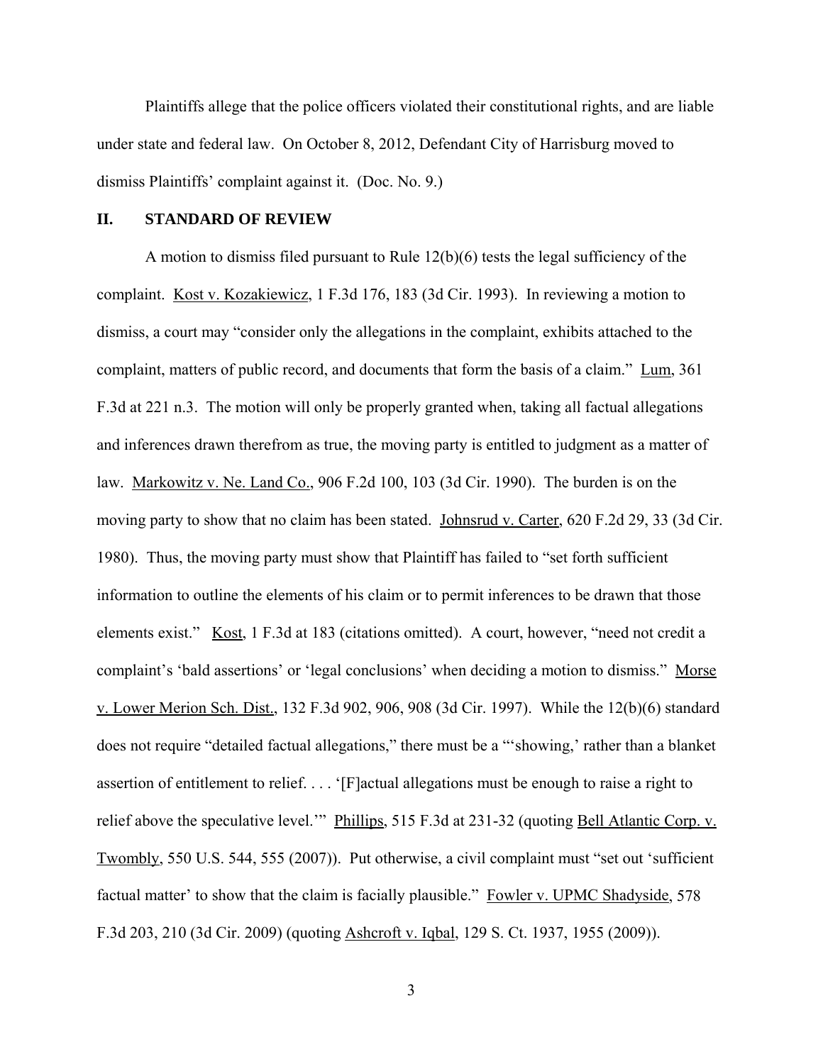Plaintiffs allege that the police officers violated their constitutional rights, and are liable under state and federal law. On October 8, 2012, Defendant City of Harrisburg moved to dismiss Plaintiffs' complaint against it. (Doc. No. 9.)

## II. STANDARD OF REVIEW

A motion to dismiss filed pursuant to Rule 12(b)(6) tests the legal sufficiency of the complaint. Kost v. Kozakiewicz, 1 F.3d 176, 183 (3d Cir. 1993). In reviewing a motion to dismiss, a court may "consider only the allegations in the complaint, exhibits attached to the complaint, matters of public record, and documents that form the basis of a claim." Lum, 361 F.3d at 221 n.3. The motion will only be properly granted when, taking all factual allegations and inferences drawn therefrom as true, the moving party is entitled to judgment as a matter of law. Markowitz v. Ne. Land Co., 906 F.2d 100, 103 (3d Cir. 1990). The burden is on the moving party to show that no claim has been stated. Johnsrud v. Carter, 620 F.2d 29, 33 (3d Cir. 1980). Thus, the moving party must show that Plaintiff has failed to "set forth sufficient information to outline the elements of his claim or to permit inferences to be drawn that those elements exist." Kost, 1 F.3d at 183 (citations omitted). A court, however, "need not credit a complaint's 'bald assertions' or 'legal conclusions' when deciding a motion to dismiss." Morse v. Lower Merion Sch. Dist., 132 F.3d 902, 906, 908 (3d Cir. 1997). While the 12(b)(6) standard does not require "detailed factual allegations," there must be a "'showing,' rather than a blanket assertion of entitlement to relief. . . . '[F]actual allegations must be enough to raise a right to relief above the speculative level.'" Phillips, 515 F.3d at 231-32 (quoting Bell Atlantic Corp. v. Twombly, 550 U.S. 544, 555 (2007)). Put otherwise, a civil complaint must "set out 'sufficient factual matter' to show that the claim is facially plausible." Fowler v. UPMC Shadyside, 578 F.3d 203, 210 (3d Cir. 2009) (quoting Ashcroft v. Iqbal, 129 S. Ct. 1937, 1955 (2009)).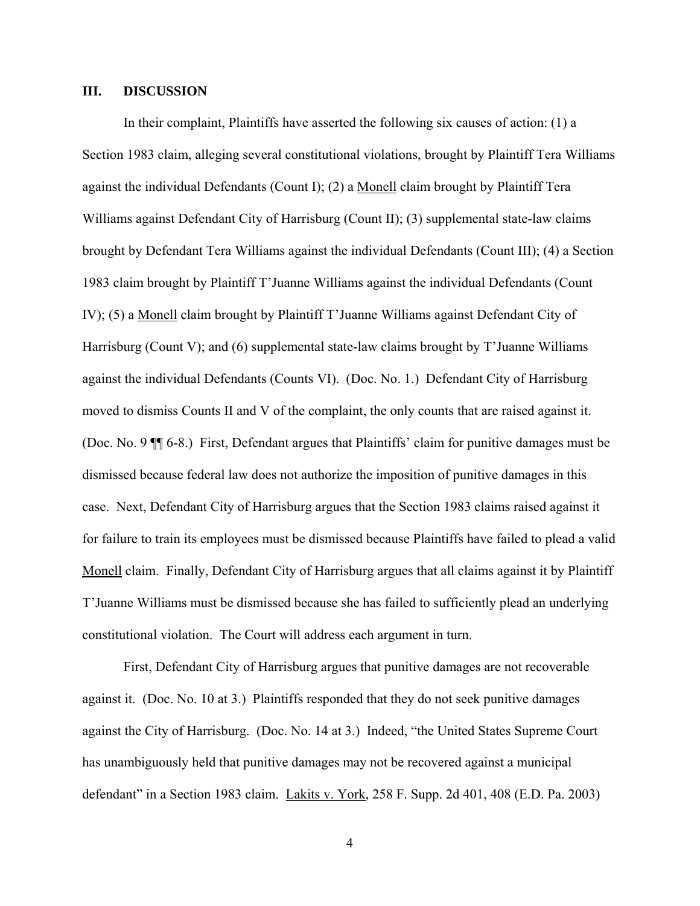## III. DISCUSSION

In their complaint, Plaintiffs have asserted the following six causes of action: (1) a Section 1983 claim, alleging several constitutional violations, brought by Plaintiff Tera Williams against the individual Defendants (Count I); (2) a Monell claim brought by Plaintiff Tera Williams against Defendant City of Harrisburg (Count II); (3) supplemental state-law claims brought by Defendant Tera Williams against the individual Defendants (Count III); (4) a Section 1983 claim brought by Plaintiff T'Juanne Williams against the individual Defendants (Count IV); (5) a Monell claim brought by Plaintiff T'Juanne Williams against Defendant City of Harrisburg (Count V); and (6) supplemental state-law claims brought by T'Juanne Williams against the individual Defendants (Counts VI). (Doc. No. 1.) Defendant City of Harrisburg moved to dismiss Counts II and V of the complaint, the only counts that are raised against it. (Doc. No. 9 ¶¶ 6-8.) First, Defendant argues that Plaintiffs' claim for punitive damages must be dismissed because federal law does not authorize the imposition of punitive damages in this case. Next, Defendant City of Harrisburg argues that the Section 1983 claims raised against it for failure to train its employees must be dismissed because Plaintiffs have failed to plead a valid Monell claim. Finally, Defendant City of Harrisburg argues that all claims against it by Plaintiff T'Juanne Williams must be dismissed because she has failed to sufficiently plead an underlying constitutional violation. The Court will address each argument in turn.

First, Defendant City of Harrisburg argues that punitive damages are not recoverable against it. (Doc. No. 10 at 3.) Plaintiffs responded that they do not seek punitive damages against the City of Harrisburg. (Doc. No. 14 at 3.) Indeed, "the United States Supreme Court has unambiguously held that punitive damages may not be recovered against a municipal defendant" in a Section 1983 claim. Lakits v. York, 258 F. Supp. 2d 401, 408 (E.D. Pa. 2003)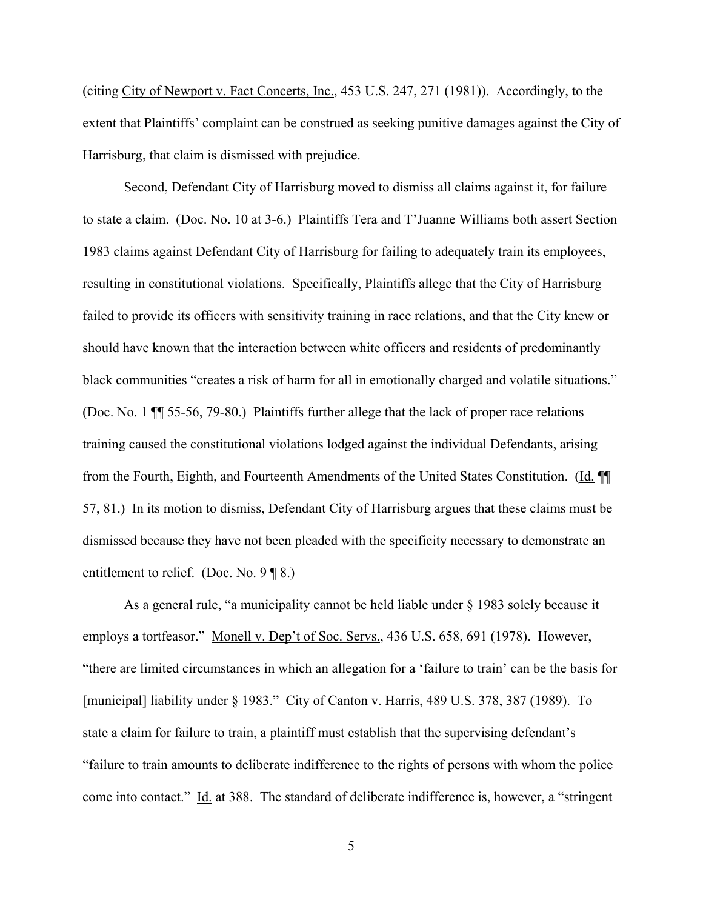(citing City of Newport v. Fact Concerts, Inc., 453 U.S. 247, 271 (1981)). Accordingly, to the extent that Plaintiffs' complaint can be construed as seeking punitive damages against the City of Harrisburg, that claim is dismissed with prejudice.

Second, Defendant City of Harrisburg moved to dismiss all claims against it, for failure to state a claim. (Doc. No. 10 at 3-6.) Plaintiffs Tera and T'Juanne Williams both assert Section 1983 claims against Defendant City of Harrisburg for failing to adequately train its employees, resulting in constitutional violations. Specifically, Plaintiffs allege that the City of Harrisburg failed to provide its officers with sensitivity training in race relations, and that the City knew or should have known that the interaction between white officers and residents of predominantly black communities "creates a risk of harm for all in emotionally charged and volatile situations." (Doc. No. 1 ¶¶ 55-56, 79-80.) Plaintiffs further allege that the lack of proper race relations training caused the constitutional violations lodged against the individual Defendants, arising from the Fourth, Eighth, and Fourteenth Amendments of the United States Constitution. (Id. ¶¶ 57, 81.) In its motion to dismiss, Defendant City of Harrisburg argues that these claims must be dismissed because they have not been pleaded with the specificity necessary to demonstrate an entitlement to relief. (Doc. No. 9 ¶ 8.)

As a general rule, "a municipality cannot be held liable under § 1983 solely because it employs a tortfeasor." Monell v. Dep't of Soc. Servs., 436 U.S. 658, 691 (1978). However, "there are limited circumstances in which an allegation for a 'failure to train' can be the basis for [municipal] liability under § 1983." City of Canton v. Harris, 489 U.S. 378, 387 (1989). To state a claim for failure to train, a plaintiff must establish that the supervising defendant's "failure to train amounts to deliberate indifference to the rights of persons with whom the police come into contact." Id. at 388. The standard of deliberate indifference is, however, a "stringent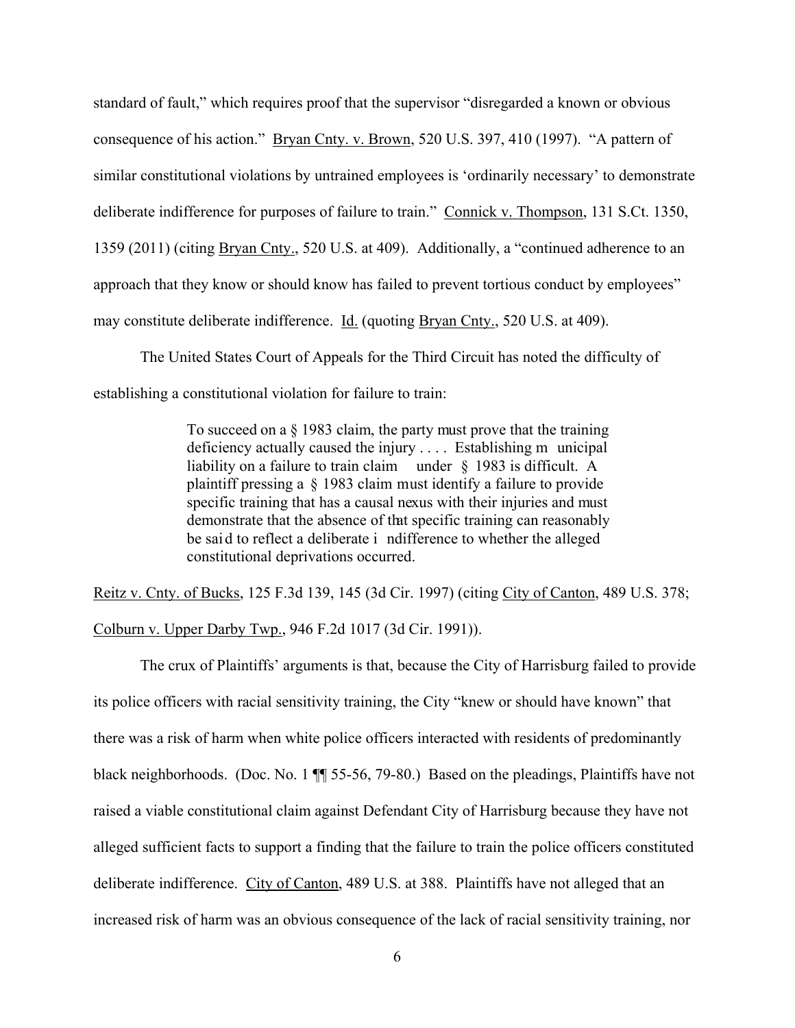standard of fault," which requires proof that the supervisor "disregarded a known or obvious consequence of his action." Bryan Cnty. v. Brown, 520 U.S. 397, 410 (1997). "A pattern of similar constitutional violations by untrained employees is 'ordinarily necessary' to demonstrate deliberate indifference for purposes of failure to train." Connick v. Thompson, 131 S.Ct. 1350, 1359 (2011) (citing Bryan Cnty., 520 U.S. at 409). Additionally, a "continued adherence to an approach that they know or should know has failed to prevent tortious conduct by employees" may constitute deliberate indifference. Id. (quoting Bryan Cnty., 520 U.S. at 409).

The United States Court of Appeals for the Third Circuit has noted the difficulty of establishing a constitutional violation for failure to train:

> To succeed on a § 1983 claim, the party must prove that the training deficiency actually caused the injury . . . . Establishing municipal liability on a failure to train claim under § 1983 is difficult. A plaintiff pressing a § 1983 claim must identify a failure to provide specific training that has a causal nexus with their injuries and must demonstrate that the absence of that specific training can reasonably be said to reflect a deliberate indifference to whether the alleged constitutional deprivations occurred.

Reitz v. Cnty. of Bucks, 125 F.3d 139, 145 (3d Cir. 1997) (citing City of Canton, 489 U.S. 378; Colburn v. Upper Darby Twp., 946 F.2d 1017 (3d Cir. 1991)).

The crux of Plaintiffs' arguments is that, because the City of Harrisburg failed to provide its police officers with racial sensitivity training, the City "knew or should have known" that there was a risk of harm when white police officers interacted with residents of predominantly black neighborhoods. (Doc. No. 1 ¶¶ 55-56, 79-80.) Based on the pleadings, Plaintiffs have not raised a viable constitutional claim against Defendant City of Harrisburg because they have not alleged sufficient facts to support a finding that the failure to train the police officers constituted deliberate indifference. City of Canton, 489 U.S. at 388. Plaintiffs have not alleged that an increased risk of harm was an obvious consequence of the lack of racial sensitivity training, nor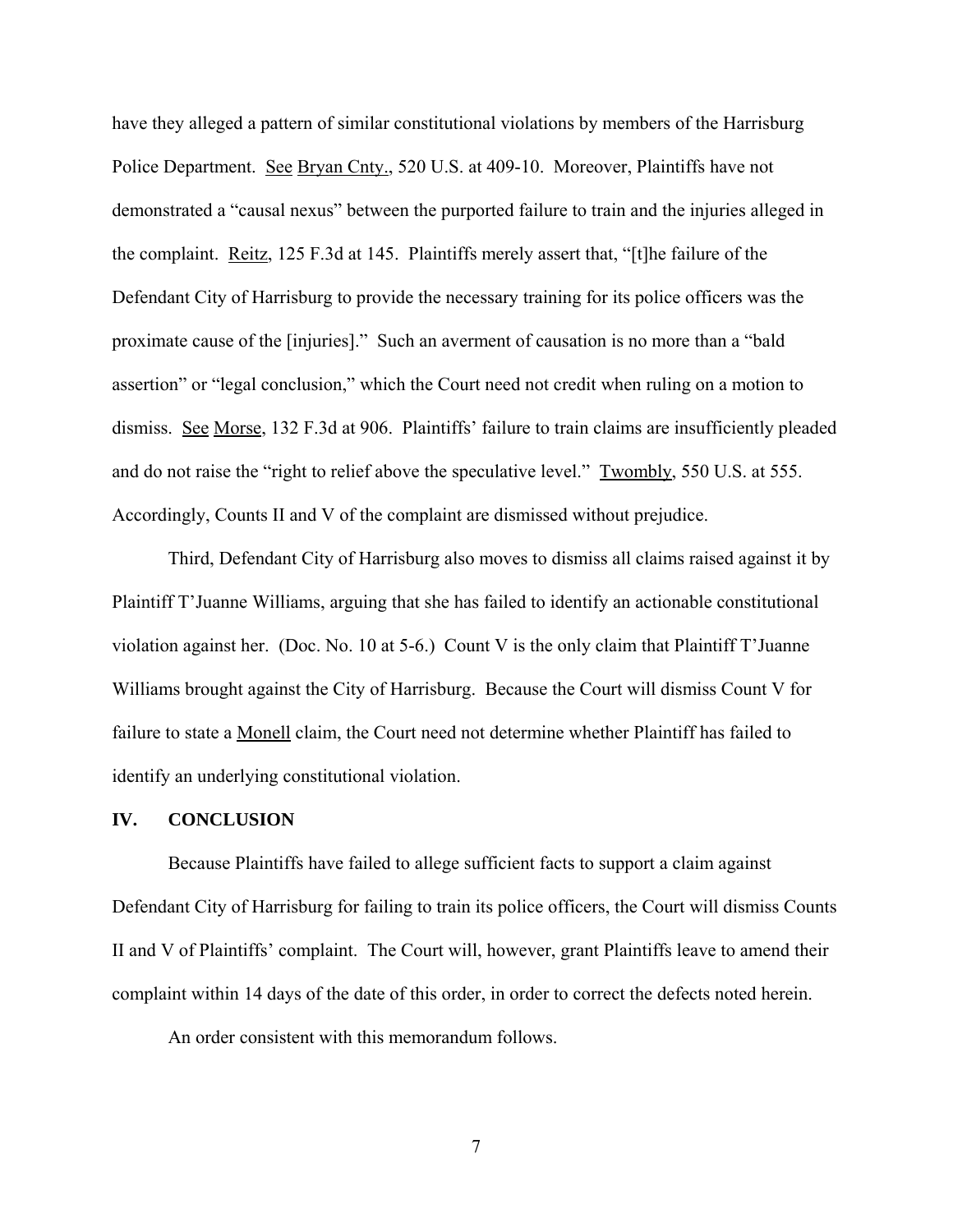have they alleged a pattern of similar constitutional violations by members of the Harrisburg Police Department. See Bryan Cnty., 520 U.S. at 409-10. Moreover, Plaintiffs have not demonstrated a "causal nexus" between the purported failure to train and the injuries alleged in the complaint. Reitz, 125 F.3d at 145. Plaintiffs merely assert that, "[t]he failure of the Defendant City of Harrisburg to provide the necessary training for its police officers was the proximate cause of the [injuries]." Such an averment of causation is no more than a "bald assertion" or "legal conclusion," which the Court need not credit when ruling on a motion to dismiss. See Morse, 132 F.3d at 906. Plaintiffs' failure to train claims are insufficiently pleaded and do not raise the "right to relief above the speculative level." Twombly, 550 U.S. at 555. Accordingly, Counts II and V of the complaint are dismissed without prejudice.

Third, Defendant City of Harrisburg also moves to dismiss all claims raised against it by Plaintiff T'Juanne Williams, arguing that she has failed to identify an actionable constitutional violation against her. (Doc. No. 10 at 5-6.) Count V is the only claim that Plaintiff T'Juanne Williams brought against the City of Harrisburg. Because the Court will dismiss Count V for failure to state a Monell claim, the Court need not determine whether Plaintiff has failed to identify an underlying constitutional violation.

## IV. CONCLUSION

Because Plaintiffs have failed to allege sufficient facts to support a claim against Defendant City of Harrisburg for failing to train its police officers, the Court will dismiss Counts II and V of Plaintiffs' complaint. The Court will, however, grant Plaintiffs leave to amend their complaint within 14 days of the date of this order, in order to correct the defects noted herein.

An order consistent with this memorandum follows.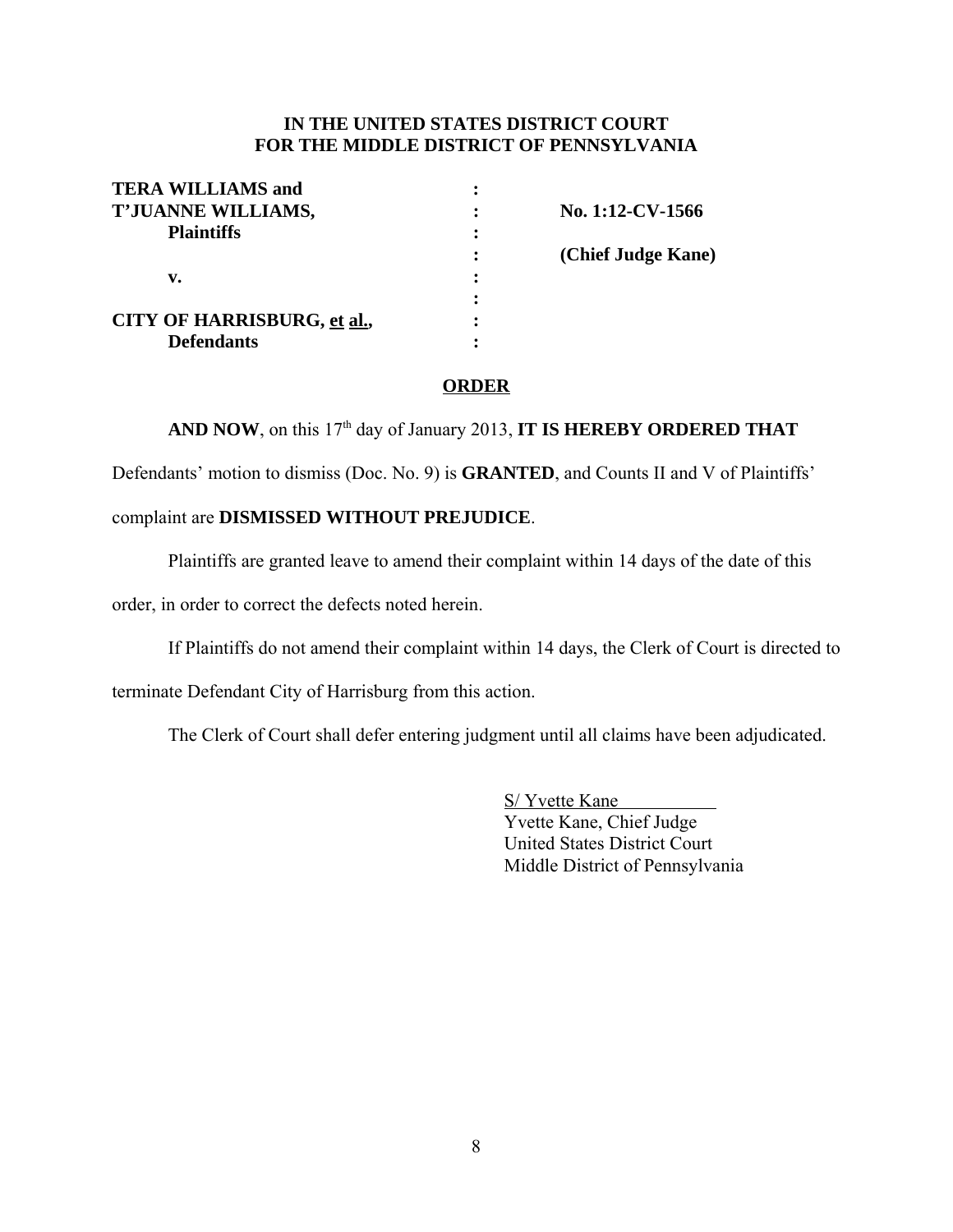**IN THE UNITED STATES DISTRICT COURT**
**FOR THE MIDDLE DISTRICT OF PENNSYLVANIA**

| | | |
|---|---|---|
| **TERA WILLIAMS and** | : | |
| **T'JUANNE WILLIAMS,** | : | **No. 1:12-CV-1566** |
| **Plaintiffs** | : | |
| | : | **(Chief Judge Kane)** |
| **v.** | : | |
| | : | |
| **CITY OF HARRISBURG, et al.,** | : | |
| **Defendants** | : | |

## ORDER

**AND NOW**, on this 17th day of January 2013, **IT IS HEREBY ORDERED THAT** Defendants' motion to dismiss (Doc. No. 9) is **GRANTED**, and Counts II and V of Plaintiffs' complaint are **DISMISSED WITHOUT PREJUDICE**.

Plaintiffs are granted leave to amend their complaint within 14 days of the date of this order, in order to correct the defects noted herein.

If Plaintiffs do not amend their complaint within 14 days, the Clerk of Court is directed to terminate Defendant City of Harrisburg from this action.

The Clerk of Court shall defer entering judgment until all claims have been adjudicated.

S/ Yvette Kane
Yvette Kane, Chief Judge
United States District Court
Middle District of Pennsylvania